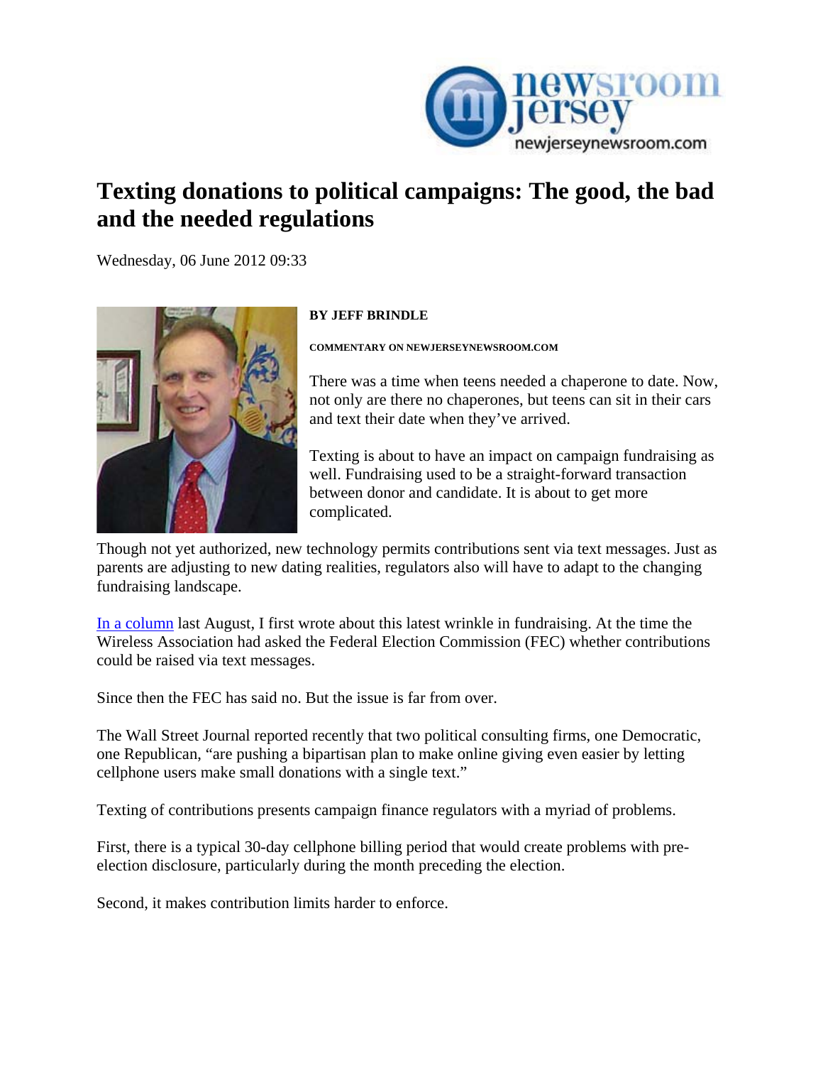# Texting donations to political campaigns: The good, the bad and the needed regulations

Wednesday, 06 June 2012 09:33

**BY JEFF BRINDLE**

**COMMENTARY ON NEWJERSEYNEWSROOM.COM**

There was a time when teens needed a chaperone to date. Now, not only are there no chaperones, but teens can sit in their cars and text their date when they've arrived.

Texting is about to have an impact on campaign fundraising as well. Fundraising used to be a straight-forward transaction between donor and candidate. It is about to get more complicated.

Though not yet authorized, new technology permits contributions sent via text messages. Just as parents are adjusting to new dating realities, regulators also will have to adapt to the changing fundraising landscape.

In a column last August, I first wrote about this latest wrinkle in fundraising. At the time the Wireless Association had asked the Federal Election Commission (FEC) whether contributions could be raised via text messages.

Since then the FEC has said no. But the issue is far from over.

The Wall Street Journal reported recently that two political consulting firms, one Democratic, one Republican, "are pushing a bipartisan plan to make online giving even easier by letting cellphone users make small donations with a single text."

Texting of contributions presents campaign finance regulators with a myriad of problems.

First, there is a typical 30-day cellphone billing period that would create problems with pre-election disclosure, particularly during the month preceding the election.

Second, it makes contribution limits harder to enforce.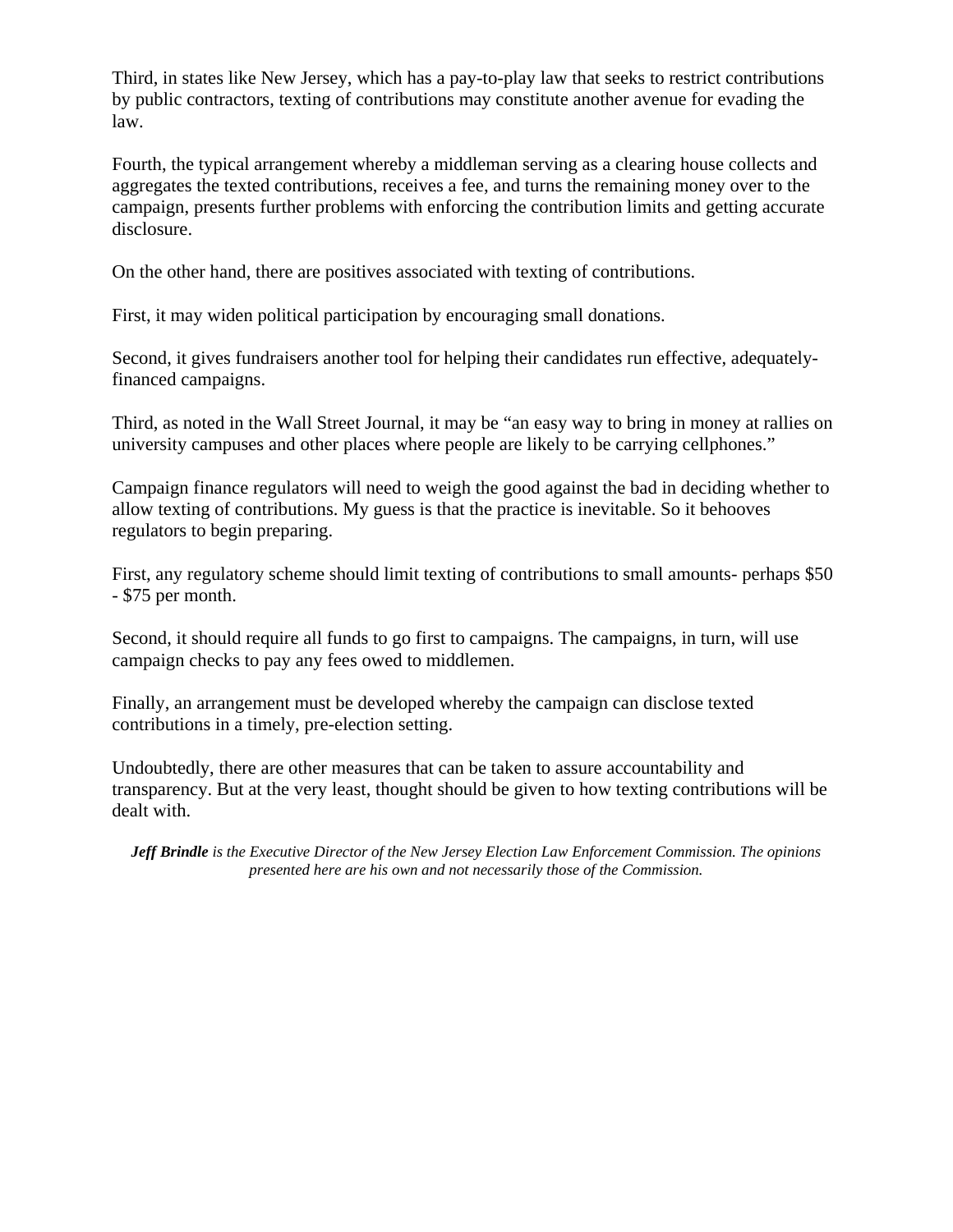Third, in states like New Jersey, which has a pay-to-play law that seeks to restrict contributions by public contractors, texting of contributions may constitute another avenue for evading the law.

Fourth, the typical arrangement whereby a middleman serving as a clearing house collects and aggregates the texted contributions, receives a fee, and turns the remaining money over to the campaign, presents further problems with enforcing the contribution limits and getting accurate disclosure.

On the other hand, there are positives associated with texting of contributions.

First, it may widen political participation by encouraging small donations.

Second, it gives fundraisers another tool for helping their candidates run effective, adequately-financed campaigns.

Third, as noted in the Wall Street Journal, it may be "an easy way to bring in money at rallies on university campuses and other places where people are likely to be carrying cellphones."

Campaign finance regulators will need to weigh the good against the bad in deciding whether to allow texting of contributions. My guess is that the practice is inevitable. So it behooves regulators to begin preparing.

First, any regulatory scheme should limit texting of contributions to small amounts- perhaps $50 - $75 per month.

Second, it should require all funds to go first to campaigns. The campaigns, in turn, will use campaign checks to pay any fees owed to middlemen.

Finally, an arrangement must be developed whereby the campaign can disclose texted contributions in a timely, pre-election setting.

Undoubtedly, there are other measures that can be taken to assure accountability and transparency. But at the very least, thought should be given to how texting contributions will be dealt with.

***Jeff Brindle** is the Executive Director of the New Jersey Election Law Enforcement Commission. The opinions presented here are his own and not necessarily those of the Commission.*